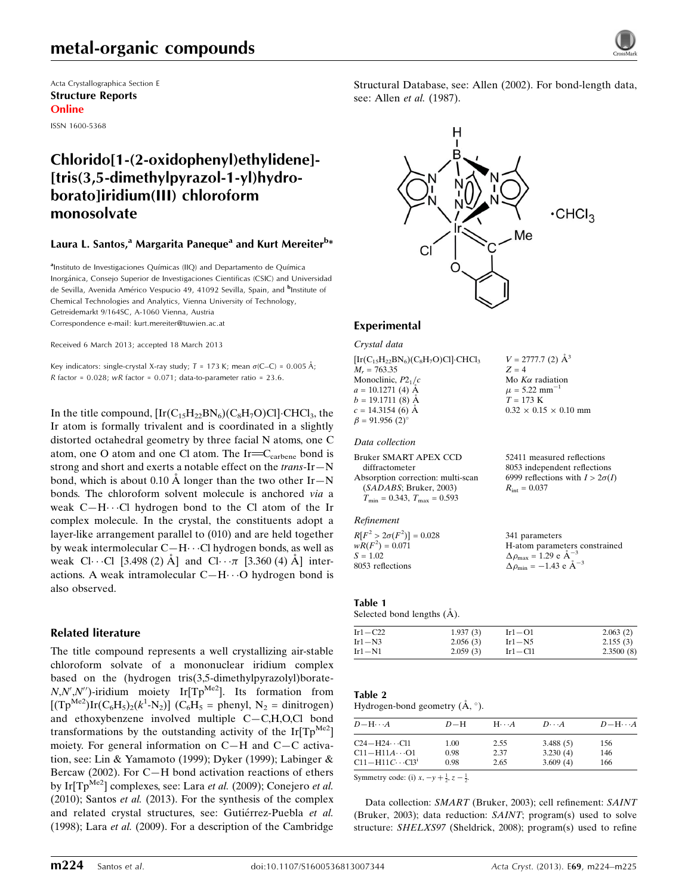# metal-organic compounds

Acta Crystallographica Section E
**Structure Reports Online**
ISSN 1600-5368

# Chlorido[1-(2-oxidophenyl)ethylidene]-[tris(3,5-dimethylpyrazol-1-yl)hydroborato]iridium(III) chloroform monosolvate

**Laura L. Santos,[a] Margarita Paneque[a] and Kurt Mereiter[b]***

[a]Instituto de Investigaciones Químicas (IIQ) and Departamento de Química Inorgánica, Consejo Superior de Investigaciones Científicas (CSIC) and Universidad de Sevilla, Avenida Américo Vespucio 49, 41092 Sevilla, Spain, and [b]Institute of Chemical Technologies and Analytics, Vienna University of Technology, Getreidemarkt 9/164SC, A-1060 Vienna, Austria
Correspondence e-mail: kurt.mereiter@tuwien.ac.at

Received 6 March 2013; accepted 18 March 2013

Key indicators: single-crystal X-ray study; $T$ = 173 K; mean $\sigma$(C–C) = 0.005 Å; $R$ factor = 0.028; $wR$ factor = 0.071; data-to-parameter ratio = 23.6.

In the title compound, $[Ir(C_{15}H_{22}BN_6)(C_8H_7O)Cl]\cdot CHCl_3$, the Ir atom is formally trivalent and is coordinated in a slightly distorted octahedral geometry by three facial N atoms, one C atom, one O atom and one Cl atom. The Ir=C$_{carbene}$ bond is strong and short and exerts a notable effect on the *trans*-Ir—N bond, which is about 0.10 Å longer than the two other Ir—N bonds. The chloroform solvent molecule is anchored *via* a weak C—H⋯Cl hydrogen bond to the Cl atom of the Ir complex molecule. In the crystal, the constituents adopt a layer-like arrangement parallel to (010) and are held together by weak intermolecular C—H⋯Cl hydrogen bonds, as well as weak Cl⋯Cl [3.498 (2) Å] and Cl⋯$\pi$ [3.360 (4) Å] interactions. A weak intramolecular C—H⋯O hydrogen bond is also observed.

## Related literature

The title compound represents a well crystallizing air-stable chloroform solvate of a mononuclear iridium complex based on the (hydrogen tris(3,5-dimethylpyrazolyl)borate-$N,N',N''$)-iridium moiety Ir[Tp$^{Me2}$]. Its formation from $[(Tp^{Me2})Ir(C_6H_5)_2(k^1\text{-}N_2)]$ ($C_6H_5$ = phenyl, $N_2$ = dinitrogen) and ethoxybenzene involved multiple C—C,H,O,Cl bond transformations by the outstanding activity of the Ir[Tp$^{Me2}$] moiety. For general information on C—H and C—C activation, see: Lin & Yamamoto (1999); Dyker (1999); Labinger & Bercaw (2002). For C—H bond activation reactions of ethers by Ir[Tp$^{Me2}$] complexes, see: Lara *et al.* (2009); Conejero *et al.* (2010); Santos *et al.* (2013). For the synthesis of the complex and related crystal structures, see: Gutiérrez-Puebla *et al.* (1998); Lara *et al.* (2009). For a description of the Cambridge Structural Database, see: Allen (2002). For bond-length data, see: Allen *et al.* (1987).

## Experimental

### Crystal data

$[Ir(C_{15}H_{22}BN_6)(C_8H_7O)Cl]\cdot CHCl_3$
$M_r$ = 763.35
Monoclinic, $P2_1/c$
$a$ = 10.1271 (4) Å
$b$ = 19.1711 (8) Å
$c$ = 14.3154 (6) Å
$\beta$ = 91.956 (2)°
$V$ = 2777.7 (2) Å$^3$
$Z$ = 4
Mo $K\alpha$ radiation
$\mu$ = 5.22 mm$^{-1}$
$T$ = 173 K
0.32 × 0.15 × 0.10 mm

### Data collection

Bruker SMART APEX CCD diffractometer
Absorption correction: multi-scan (*SADABS*; Bruker, 2003)
$T_{min}$ = 0.343, $T_{max}$ = 0.593
52411 measured reflections
8053 independent reflections
6999 reflections with $I > 2\sigma(I)$
$R_{int}$ = 0.037

### Refinement

$R[F^2 > 2\sigma(F^2)]$ = 0.028
$wR(F^2)$ = 0.071
$S$ = 1.02
8053 reflections
341 parameters
H-atom parameters constrained
$\Delta\rho_{max}$ = 1.29 e Å$^{-3}$
$\Delta\rho_{min}$ = −1.43 e Å$^{-3}$

**Table 1**
Selected bond lengths (Å).

| | | | |
|---|---|---|---|
| Ir1—C22 | 1.937 (3) | Ir1—O1 | 2.063 (2) |
| Ir1—N3 | 2.056 (3) | Ir1—N5 | 2.155 (3) |
| Ir1—N1 | 2.059 (3) | Ir1—Cl1 | 2.3500 (8) |

**Table 2**
Hydrogen-bond geometry (Å, °).

| $D$—H⋯$A$ | $D$—H | H⋯$A$ | $D$⋯$A$ | $D$—H⋯$A$ |
|---|---|---|---|---|
| C24—H24⋯Cl1 | 1.00 | 2.55 | 3.488 (5) | 156 |
| C11—H11A⋯O1 | 0.98 | 2.37 | 3.230 (4) | 146 |
| C11—H11C⋯Cl3$^i$ | 0.98 | 2.65 | 3.609 (4) | 166 |

Symmetry code: (i) $x, -y + \frac{1}{2}, z - \frac{1}{2}$.

Data collection: *SMART* (Bruker, 2003); cell refinement: *SAINT* (Bruker, 2003); data reduction: *SAINT*; program(s) used to solve structure: *SHELXS97* (Sheldrick, 2008); program(s) used to refine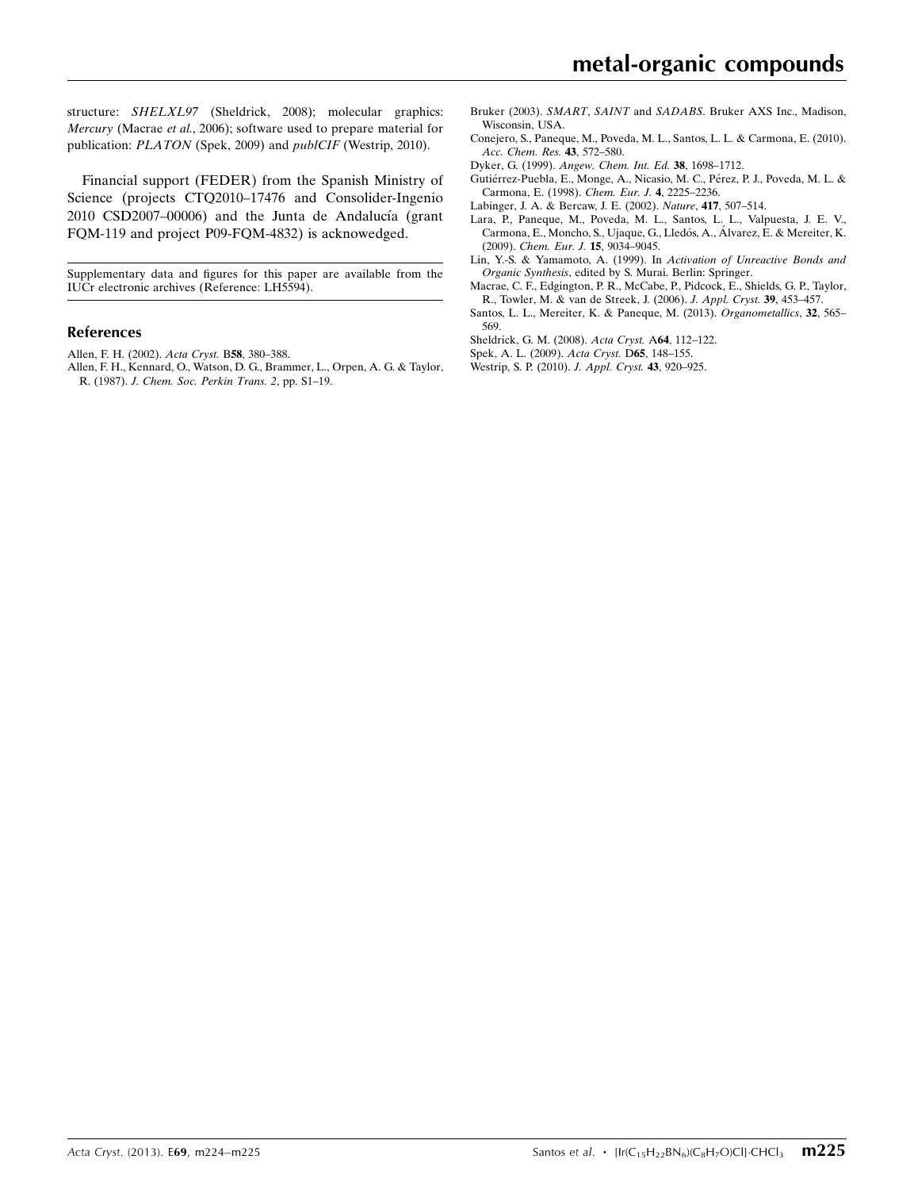structure: *SHELXL97* (Sheldrick, 2008); molecular graphics: *Mercury* (Macrae *et al.*, 2006); software used to prepare material for publication: *PLATON* (Spek, 2009) and *publCIF* (Westrip, 2010).

Financial support (FEDER) from the Spanish Ministry of Science (projects CTQ2010–17476 and Consolider-Ingenio 2010 CSD2007–00006) and the Junta de Andalucía (grant FQM-119 and project P09-FQM-4832) is acknowedged.

Supplementary data and figures for this paper are available from the IUCr electronic archives (Reference: LH5594).

## References

Allen, F. H. (2002). *Acta Cryst.* B**58**, 380–388.

Allen, F. H., Kennard, O., Watson, D. G., Brammer, L., Orpen, A. G. & Taylor, R. (1987). *J. Chem. Soc. Perkin Trans. 2*, pp. S1–19.

Bruker (2003). *SMART*, *SAINT* and *SADABS*. Bruker AXS Inc., Madison, Wisconsin, USA.

Conejero, S., Paneque, M., Poveda, M. L., Santos, L. L. & Carmona, E. (2010). *Acc. Chem. Res.* **43**, 572–580.

Dyker, G. (1999). *Angew. Chem. Int. Ed.* **38**, 1698–1712.

Gutiérrez-Puebla, E., Monge, A., Nicasio, M. C., Pérez, P. J., Poveda, M. L. & Carmona, E. (1998). *Chem. Eur. J.* **4**, 2225–2236.

Labinger, J. A. & Bercaw, J. E. (2002). *Nature*, **417**, 507–514.

Lara, P., Paneque, M., Poveda, M. L., Santos, L. L., Valpuesta, J. E. V., Carmona, E., Moncho, S., Ujaque, G., Lledós, A., Álvarez, E. & Mereiter, K. (2009). *Chem. Eur. J.* **15**, 9034–9045.

Lin, Y.-S. & Yamamoto, A. (1999). In *Activation of Unreactive Bonds and Organic Synthesis*, edited by S. Murai. Berlin: Springer.

Macrae, C. F., Edgington, P. R., McCabe, P., Pidcock, E., Shields, G. P., Taylor, R., Towler, M. & van de Streek, J. (2006). *J. Appl. Cryst.* **39**, 453–457.

Santos, L. L., Mereiter, K. & Paneque, M. (2013). *Organometallics*, **32**, 565–569.

Sheldrick, G. M. (2008). *Acta Cryst.* A**64**, 112–122.

Spek, A. L. (2009). *Acta Cryst.* D**65**, 148–155.

Westrip, S. P. (2010). *J. Appl. Cryst.* **43**, 920–925.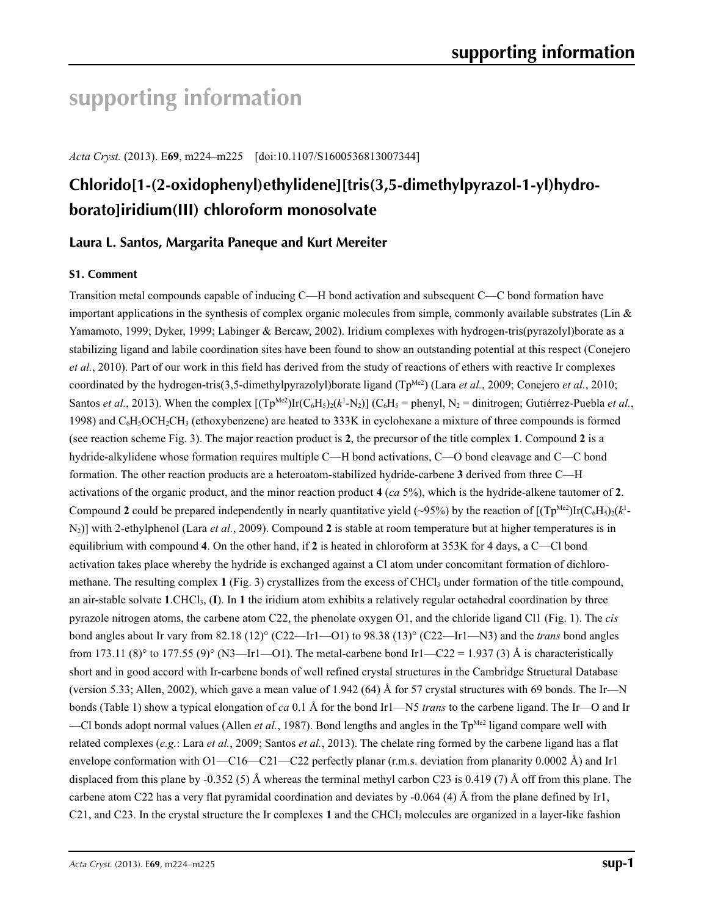# supporting information

*Acta Cryst.* (2013). E**69**, m224–m225    [doi:10.1107/S1600536813007344]

## Chlorido[1-(2-oxidophenyl)ethylidene][tris(3,5-dimethylpyrazol-1-yl)hydroborato]iridium(III) chloroform monosolvate

### Laura L. Santos, Margarita Paneque and Kurt Mereiter

#### S1. Comment

Transition metal compounds capable of inducing C—H bond activation and subsequent C—C bond formation have important applications in the synthesis of complex organic molecules from simple, commonly available substrates (Lin & Yamamoto, 1999; Dyker, 1999; Labinger & Bercaw, 2002). Iridium complexes with hydrogen-tris(pyrazolyl)borate as a stabilizing ligand and labile coordination sites have been found to show an outstanding potential at this respect (Conejero *et al.*, 2010). Part of our work in this field has derived from the study of reactions of ethers with reactive Ir complexes coordinated by the hydrogen-tris(3,5-dimethylpyrazolyl)borate ligand ($Tp^{Me2}$) (Lara *et al.*, 2009; Conejero *et al.*, 2010; Santos *et al.*, 2013). When the complex $[(Tp^{Me2})Ir(C_6H_5)_2(k^1\text{-}N_2)]$ ($C_6H_5$ = phenyl, $N_2$ = dinitrogen; Gutiérrez-Puebla *et al.*, 1998) and $C_6H_5OCH_2CH_3$ (ethoxybenzene) are heated to 333K in cyclohexane a mixture of three compounds is formed (see reaction scheme Fig. 3). The major reaction product is **2**, the precursor of the title complex **1**. Compound **2** is a hydride-alkylidene whose formation requires multiple C—H bond activations, C—O bond cleavage and C—C bond formation. The other reaction products are a heteroatom-stabilized hydride-carbene **3** derived from three C—H activations of the organic product, and the minor reaction product **4** (*ca* 5%), which is the hydride-alkene tautomer of **2**. Compound **2** could be prepared independently in nearly quantitative yield (~95%) by the reaction of $[(Tp^{Me2})Ir(C_6H_5)_2(k^1\text{-}N_2)]$ with 2-ethylphenol (Lara *et al.*, 2009). Compound **2** is stable at room temperature but at higher temperatures is in equilibrium with compound **4**. On the other hand, if **2** is heated in chloroform at 353K for 4 days, a C—Cl bond activation takes place whereby the hydride is exchanged against a Cl atom under concomitant formation of dichloromethane. The resulting complex **1** (Fig. 3) crystallizes from the excess of $CHCl_3$ under formation of the title compound, an air-stable solvate **1**.$CHCl_3$, (**I**). In **1** the iridium atom exhibits a relatively regular octahedral coordination by three pyrazole nitrogen atoms, the carbene atom C22, the phenolate oxygen O1, and the chloride ligand Cl1 (Fig. 1). The *cis* bond angles about Ir vary from 82.18 (12)° (C22—Ir1—O1) to 98.38 (13)° (C22—Ir1—N3) and the *trans* bond angles from 173.11 (8)° to 177.55 (9)° (N3—Ir1—O1). The metal-carbene bond Ir1—C22 = 1.937 (3) Å is characteristically short and in good accord with Ir-carbene bonds of well refined crystal structures in the Cambridge Structural Database (version 5.33; Allen, 2002), which gave a mean value of 1.942 (64) Å for 57 crystal structures with 69 bonds. The Ir—N bonds (Table 1) show a typical elongation of *ca* 0.1 Å for the bond Ir1—N5 *trans* to the carbene ligand. The Ir—O and Ir—Cl bonds adopt normal values (Allen *et al.*, 1987). Bond lengths and angles in the $Tp^{Me2}$ ligand compare well with related complexes (*e.g.*: Lara *et al.*, 2009; Santos *et al.*, 2013). The chelate ring formed by the carbene ligand has a flat envelope conformation with O1—C16—C21—C22 perfectly planar (r.m.s. deviation from planarity 0.0002 Å) and Ir1 displaced from this plane by -0.352 (5) Å whereas the terminal methyl carbon C23 is 0.419 (7) Å off from this plane. The carbene atom C22 has a very flat pyramidal coordination and deviates by -0.064 (4) Å from the plane defined by Ir1, C21, and C23. In the crystal structure the Ir complexes **1** and the $CHCl_3$ molecules are organized in a layer-like fashion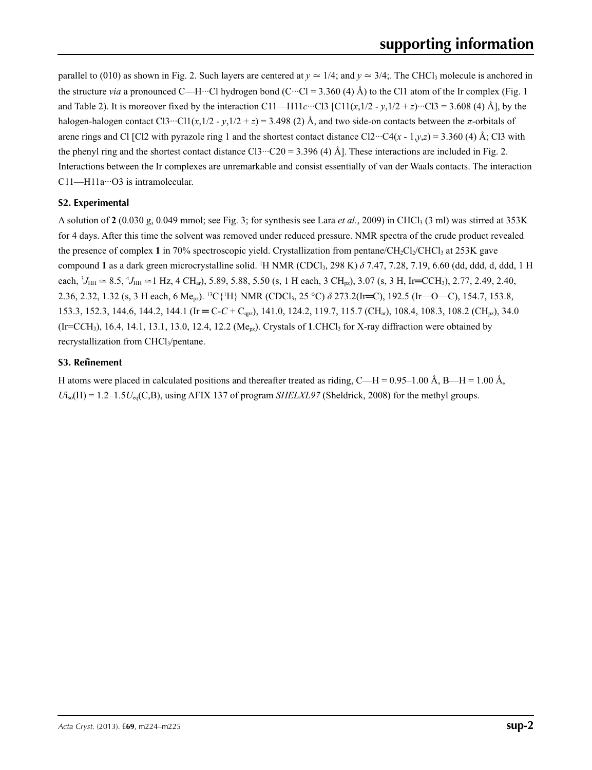parallel to (010) as shown in Fig. 2. Such layers are centered at $y \simeq 1/4$; and $y \simeq 3/4$;. The $CHCl_3$ molecule is anchored in the structure *via* a pronounced C—H···Cl hydrogen bond (C···Cl = 3.360 (4) Å) to the Cl1 atom of the Ir complex (Fig. 1 and Table 2). It is moreover fixed by the interaction C11—H11*c*···Cl3 [C11($x$,1/2 - $y$,1/2 + $z$)···Cl3 = 3.608 (4) Å], by the halogen-halogen contact Cl3···Cl1($x$,1/2 - $y$,1/2 + $z$) = 3.498 (2) Å, and two side-on contacts between the π-orbitals of arene rings and Cl [Cl2 with pyrazole ring 1 and the shortest contact distance Cl2···C4($x$ - 1,$y$,$z$) = 3.360 (4) Å; Cl3 with the phenyl ring and the shortest contact distance Cl3···C20 = 3.396 (4) Å]. These interactions are included in Fig. 2. Interactions between the Ir complexes are unremarkable and consist essentially of van der Waals contacts. The interaction C11—H11a···O3 is intramolecular.

## S2. Experimental

A solution of **2** (0.030 g, 0.049 mmol; see Fig. 3; for synthesis see Lara *et al.*, 2009) in $CHCl_3$ (3 ml) was stirred at 353K for 4 days. After this time the solvent was removed under reduced pressure. NMR spectra of the crude product revealed the presence of complex **1** in 70% spectroscopic yield. Crystallization from pentane/$CH_2Cl_2$/$CHCl_3$ at 253K gave compound **1** as a dark green microcrystalline solid. $^{1}$H NMR ($CDCl_3$, 298 K) δ 7.47, 7.28, 7.19, 6.60 (dd, ddd, d, ddd, 1 H each, $^{3}J_{HH} \simeq 8.5$, $^{4}J_{HH} \simeq 1$ Hz, 4 $CH_{ar}$), 5.89, 5.88, 5.50 (s, 1 H each, 3 $CH_{pz}$), 3.07 (s, 3 H, Ir═$CCH_3$), 2.77, 2.49, 2.40, 2.36, 2.32, 1.32 (s, 3 H each, 6 $Me_{pz}$). $^{13}C\{^{1}H\}$ NMR ($CDCl_3$, 25 °C) δ 273.2(Ir═C), 192.5 (Ir—O—C), 154.7, 153.8, 153.3, 152.3, 144.6, 144.2, 144.1 (Ir ═ C-*C* + $C_{qpz}$), 141.0, 124.2, 119.7, 115.7 ($CH_{ar}$), 108.4, 108.3, 108.2 ($CH_{pz}$), 34.0 (Ir=C*C*$H_3$), 16.4, 14.1, 13.1, 13.0, 12.4, 12.2 ($Me_{pz}$). Crystals of **1**.$CHCl_3$ for X-ray diffraction were obtained by recrystallization from $CHCl_3$/pentane.

## S3. Refinement

H atoms were placed in calculated positions and thereafter treated as riding, C—H = 0.95–1.00 Å, B—H = 1.00 Å, $U_{iso}(H) = 1.2–1.5U_{eq}(C,B)$, using AFIX 137 of program *SHELXL97* (Sheldrick, 2008) for the methyl groups.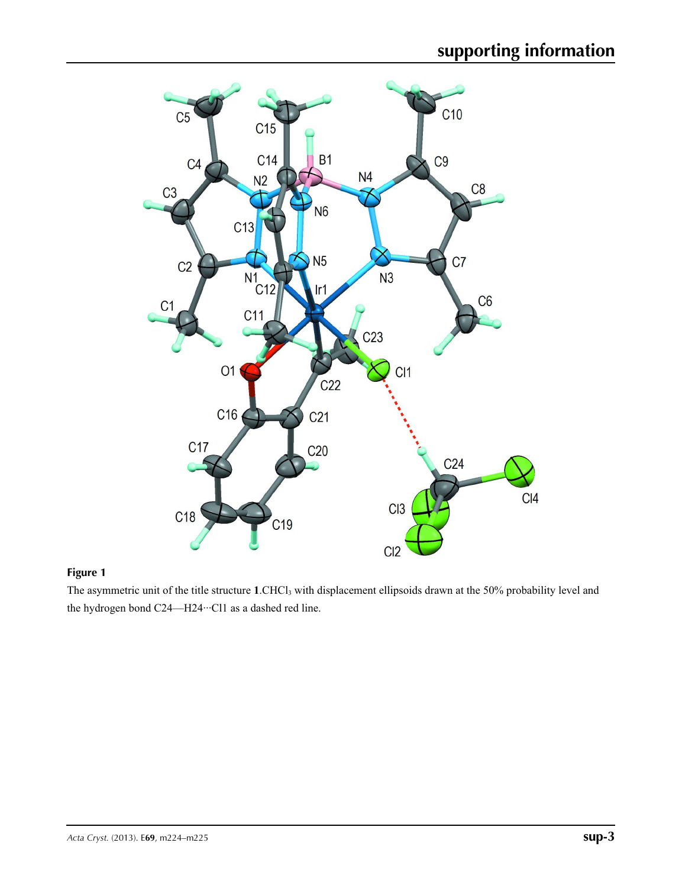**Figure 1**

The asymmetric unit of the title structure **1**.$CHCl_3$ with displacement ellipsoids drawn at the 50% probability level and the hydrogen bond C24—H24···Cl1 as a dashed red line.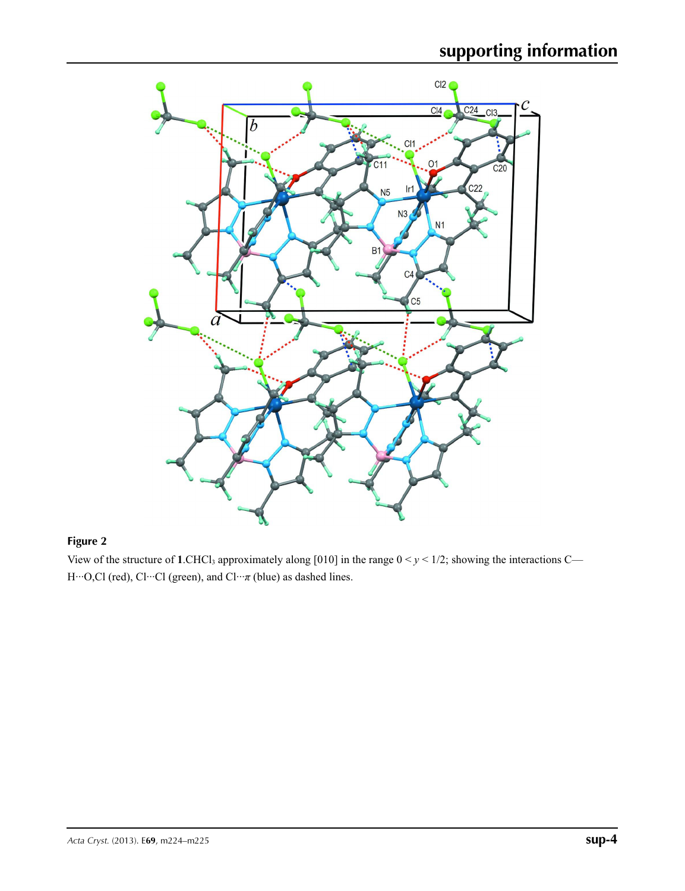**Figure 2**

View of the structure of **1**.$CHCl_3$ approximately along [010] in the range $0 < y < 1/2$; showing the interactions C—H···O,Cl (red), Cl···Cl (green), and Cl···$\pi$ (blue) as dashed lines.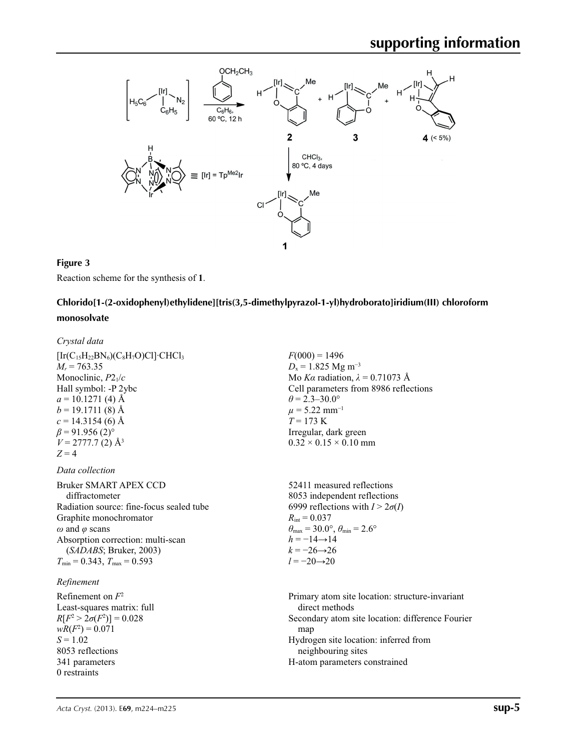**Figure 3**

Reaction scheme for the synthesis of **1**.

## Chlorido[1-(2-oxidophenyl)ethylidene][tris(3,5-dimethylpyrazol-1-yl)hydroborato]iridium(III) chloroform monosolvate

### *Crystal data*

$[Ir(C_{15}H_{22}BN_6)(C_8H_7O)Cl]\cdot CHCl_3$
$M_r = 763.35$
Monoclinic, $P2_1/c$
Hall symbol: -P 2ybc
$a = 10.1271$ (4) Å
$b = 19.1711$ (8) Å
$c = 14.3154$ (6) Å
$\beta = 91.956$ (2)°
$V = 2777.7$ (2) Å$^3$
$Z = 4$
$F(000) = 1496$
$D_x = 1.825$ Mg m$^{-3}$
Mo $K\alpha$ radiation, $\lambda = 0.71073$ Å
Cell parameters from 8986 reflections
$\theta = 2.3$–$30.0°$
$\mu = 5.22$ mm$^{-1}$
$T = 173$ K
Irregular, dark green
$0.32 \times 0.15 \times 0.10$ mm

### *Data collection*

Bruker SMART APEX CCD diffractometer
Radiation source: fine-focus sealed tube
Graphite monochromator
$\omega$ and $\varphi$ scans
Absorption correction: multi-scan (*SADABS*; Bruker, 2003)
$T_{min} = 0.343$, $T_{max} = 0.593$
52411 measured reflections
8053 independent reflections
6999 reflections with $I > 2\sigma(I)$
$R_{int} = 0.037$
$\theta_{max} = 30.0°$, $\theta_{min} = 2.6°$
$h = -14 \rightarrow 14$
$k = -26 \rightarrow 26$
$l = -20 \rightarrow 20$

### *Refinement*

Refinement on $F^2$
Least-squares matrix: full
$R[F^2 > 2\sigma(F^2)] = 0.028$
$wR(F^2) = 0.071$
$S = 1.02$
8053 reflections
341 parameters
0 restraints
Primary atom site location: structure-invariant direct methods
Secondary atom site location: difference Fourier map
Hydrogen site location: inferred from neighbouring sites
H-atom parameters constrained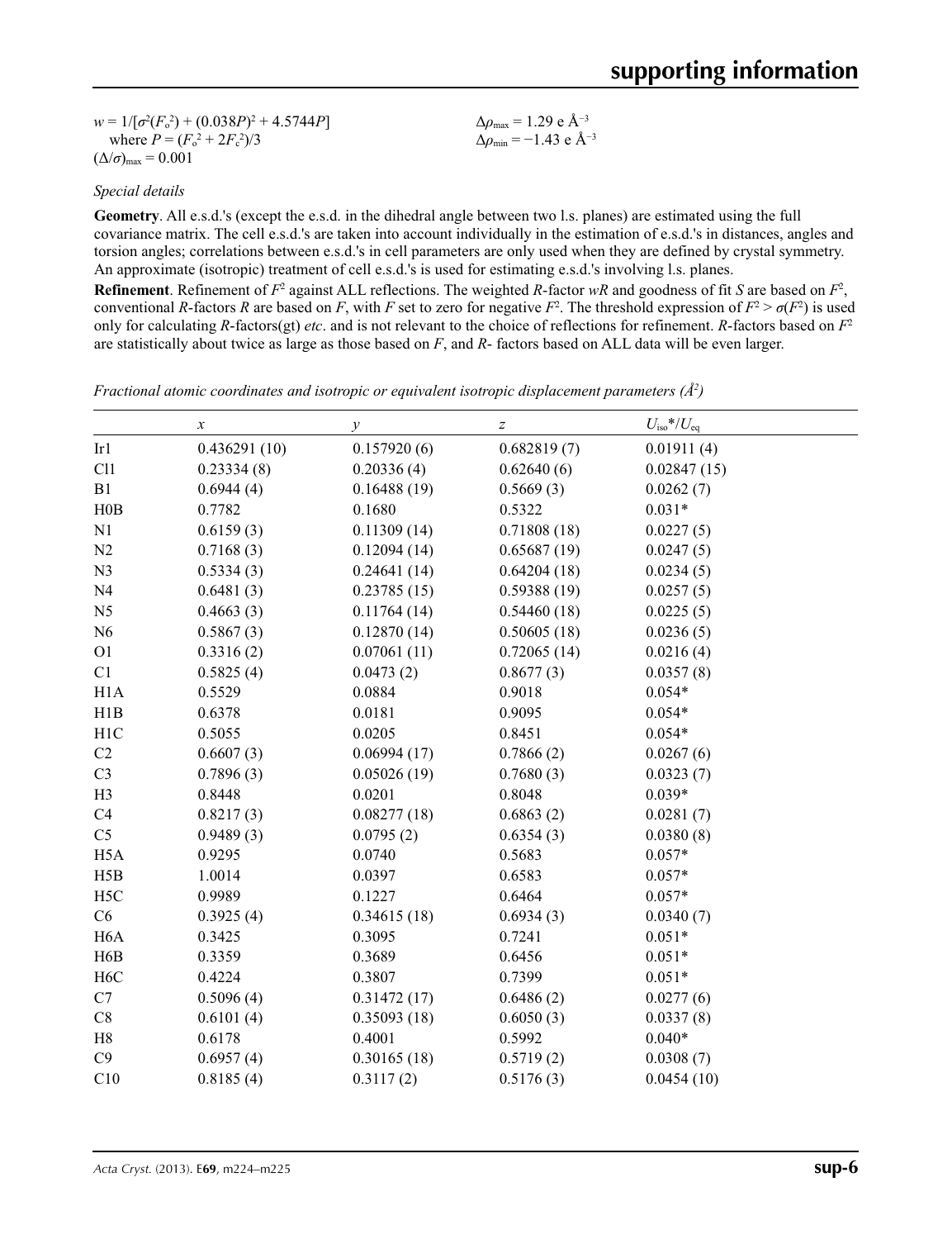$w = 1/[\sigma^2(F_o^2) + (0.038P)^2 + 4.5744P]$
where $P = (F_o^2 + 2F_c^2)/3$
$(\Delta/\sigma)_{max} = 0.001$

$\Delta\rho_{max} = 1.29$ e Å$^{-3}$
$\Delta\rho_{min} = -1.43$ e Å$^{-3}$

*Special details*

**Geometry**. All e.s.d.'s (except the e.s.d. in the dihedral angle between two l.s. planes) are estimated using the full covariance matrix. The cell e.s.d.'s are taken into account individually in the estimation of e.s.d.'s in distances, angles and torsion angles; correlations between e.s.d.'s in cell parameters are only used when they are defined by crystal symmetry. An approximate (isotropic) treatment of cell e.s.d.'s is used for estimating e.s.d.'s involving l.s. planes.

**Refinement**. Refinement of $F^2$ against ALL reflections. The weighted $R$-factor $wR$ and goodness of fit $S$ are based on $F^2$, conventional $R$-factors $R$ are based on $F$, with $F$ set to zero for negative $F^2$. The threshold expression of $F^2 > \sigma(F^2)$ is used only for calculating $R$-factors(gt) *etc*. and is not relevant to the choice of reflections for refinement. $R$-factors based on $F^2$ are statistically about twice as large as those based on $F$, and $R$- factors based on ALL data will be even larger.

*Fractional atomic coordinates and isotropic or equivalent isotropic displacement parameters (Å$^2$)*

| | $x$ | $y$ | $z$ | $U_{iso}$*/$U_{eq}$ |
|---|---|---|---|---|
| Ir1 | 0.436291 (10) | 0.157920 (6) | 0.682819 (7) | 0.01911 (4) |
| Cl1 | 0.23334 (8) | 0.20336 (4) | 0.62640 (6) | 0.02847 (15) |
| B1 | 0.6944 (4) | 0.16488 (19) | 0.5669 (3) | 0.0262 (7) |
| H0B | 0.7782 | 0.1680 | 0.5322 | 0.031* |
| N1 | 0.6159 (3) | 0.11309 (14) | 0.71808 (18) | 0.0227 (5) |
| N2 | 0.7168 (3) | 0.12094 (14) | 0.65687 (19) | 0.0247 (5) |
| N3 | 0.5334 (3) | 0.24641 (14) | 0.64204 (18) | 0.0234 (5) |
| N4 | 0.6481 (3) | 0.23785 (15) | 0.59388 (19) | 0.0257 (5) |
| N5 | 0.4663 (3) | 0.11764 (14) | 0.54460 (18) | 0.0225 (5) |
| N6 | 0.5867 (3) | 0.12870 (14) | 0.50605 (18) | 0.0236 (5) |
| O1 | 0.3316 (2) | 0.07061 (11) | 0.72065 (14) | 0.0216 (4) |
| C1 | 0.5825 (4) | 0.0473 (2) | 0.8677 (3) | 0.0357 (8) |
| H1A | 0.5529 | 0.0884 | 0.9018 | 0.054* |
| H1B | 0.6378 | 0.0181 | 0.9095 | 0.054* |
| H1C | 0.5055 | 0.0205 | 0.8451 | 0.054* |
| C2 | 0.6607 (3) | 0.06994 (17) | 0.7866 (2) | 0.0267 (6) |
| C3 | 0.7896 (3) | 0.05026 (19) | 0.7680 (3) | 0.0323 (7) |
| H3 | 0.8448 | 0.0201 | 0.8048 | 0.039* |
| C4 | 0.8217 (3) | 0.08277 (18) | 0.6863 (2) | 0.0281 (7) |
| C5 | 0.9489 (3) | 0.0795 (2) | 0.6354 (3) | 0.0380 (8) |
| H5A | 0.9295 | 0.0740 | 0.5683 | 0.057* |
| H5B | 1.0014 | 0.0397 | 0.6583 | 0.057* |
| H5C | 0.9989 | 0.1227 | 0.6464 | 0.057* |
| C6 | 0.3925 (4) | 0.34615 (18) | 0.6934 (3) | 0.0340 (7) |
| H6A | 0.3425 | 0.3095 | 0.7241 | 0.051* |
| H6B | 0.3359 | 0.3689 | 0.6456 | 0.051* |
| H6C | 0.4224 | 0.3807 | 0.7399 | 0.051* |
| C7 | 0.5096 (4) | 0.31472 (17) | 0.6486 (2) | 0.0277 (6) |
| C8 | 0.6101 (4) | 0.35093 (18) | 0.6050 (3) | 0.0337 (8) |
| H8 | 0.6178 | 0.4001 | 0.5992 | 0.040* |
| C9 | 0.6957 (4) | 0.30165 (18) | 0.5719 (2) | 0.0308 (7) |
| C10 | 0.8185 (4) | 0.3117 (2) | 0.5176 (3) | 0.0454 (10) |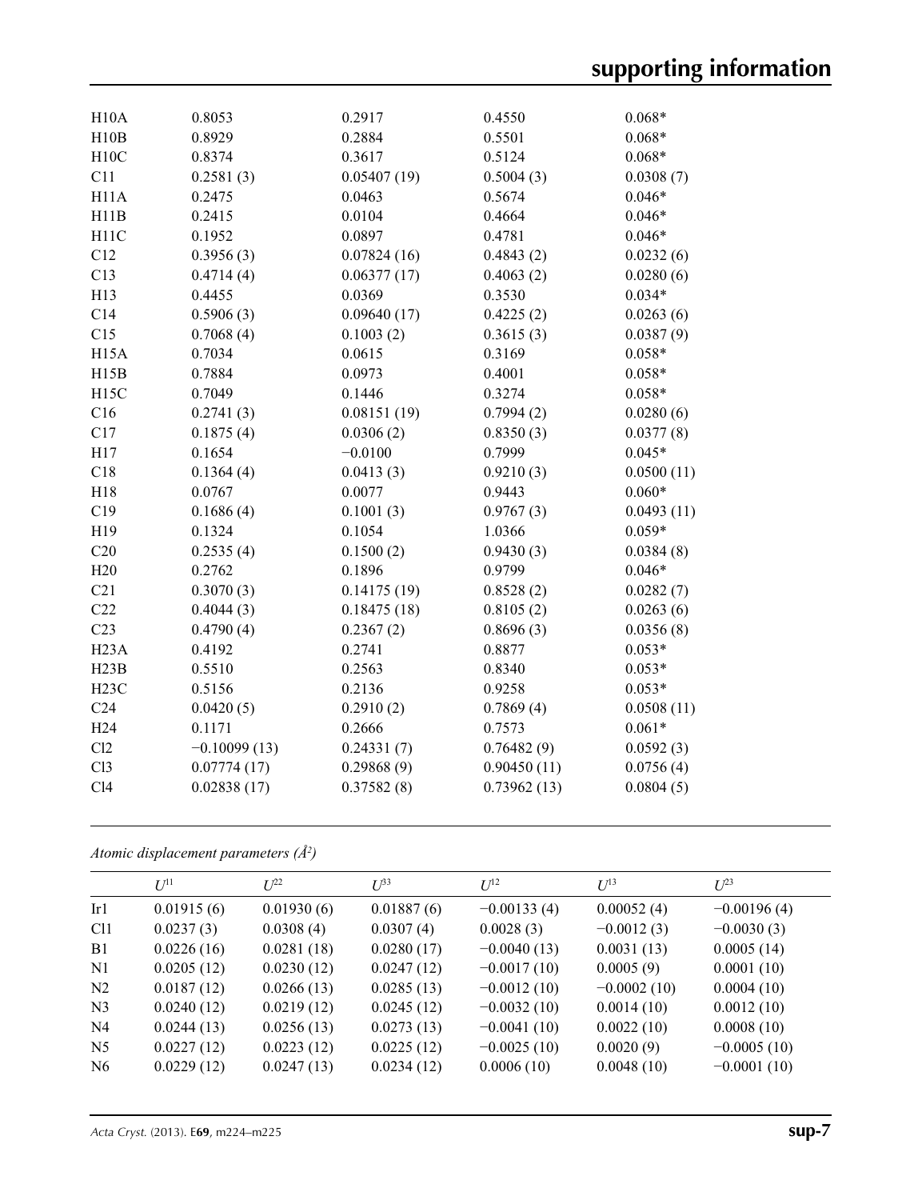| | | | | |
|---|---|---|---|---|
| H10A | 0.8053 | 0.2917 | 0.4550 | 0.068* |
| H10B | 0.8929 | 0.2884 | 0.5501 | 0.068* |
| H10C | 0.8374 | 0.3617 | 0.5124 | 0.068* |
| C11 | 0.2581 (3) | 0.05407 (19) | 0.5004 (3) | 0.0308 (7) |
| H11A | 0.2475 | 0.0463 | 0.5674 | 0.046* |
| H11B | 0.2415 | 0.0104 | 0.4664 | 0.046* |
| H11C | 0.1952 | 0.0897 | 0.4781 | 0.046* |
| C12 | 0.3956 (3) | 0.07824 (16) | 0.4843 (2) | 0.0232 (6) |
| C13 | 0.4714 (4) | 0.06377 (17) | 0.4063 (2) | 0.0280 (6) |
| H13 | 0.4455 | 0.0369 | 0.3530 | 0.034* |
| C14 | 0.5906 (3) | 0.09640 (17) | 0.4225 (2) | 0.0263 (6) |
| C15 | 0.7068 (4) | 0.1003 (2) | 0.3615 (3) | 0.0387 (9) |
| H15A | 0.7034 | 0.0615 | 0.3169 | 0.058* |
| H15B | 0.7884 | 0.0973 | 0.4001 | 0.058* |
| H15C | 0.7049 | 0.1446 | 0.3274 | 0.058* |
| C16 | 0.2741 (3) | 0.08151 (19) | 0.7994 (2) | 0.0280 (6) |
| C17 | 0.1875 (4) | 0.0306 (2) | 0.8350 (3) | 0.0377 (8) |
| H17 | 0.1654 | −0.0100 | 0.7999 | 0.045* |
| C18 | 0.1364 (4) | 0.0413 (3) | 0.9210 (3) | 0.0500 (11) |
| H18 | 0.0767 | 0.0077 | 0.9443 | 0.060* |
| C19 | 0.1686 (4) | 0.1001 (3) | 0.9767 (3) | 0.0493 (11) |
| H19 | 0.1324 | 0.1054 | 1.0366 | 0.059* |
| C20 | 0.2535 (4) | 0.1500 (2) | 0.9430 (3) | 0.0384 (8) |
| H20 | 0.2762 | 0.1896 | 0.9799 | 0.046* |
| C21 | 0.3070 (3) | 0.14175 (19) | 0.8528 (2) | 0.0282 (7) |
| C22 | 0.4044 (3) | 0.18475 (18) | 0.8105 (2) | 0.0263 (6) |
| C23 | 0.4790 (4) | 0.2367 (2) | 0.8696 (3) | 0.0356 (8) |
| H23A | 0.4192 | 0.2741 | 0.8877 | 0.053* |
| H23B | 0.5510 | 0.2563 | 0.8340 | 0.053* |
| H23C | 0.5156 | 0.2136 | 0.9258 | 0.053* |
| C24 | 0.0420 (5) | 0.2910 (2) | 0.7869 (4) | 0.0508 (11) |
| H24 | 0.1171 | 0.2666 | 0.7573 | 0.061* |
| Cl2 | −0.10099 (13) | 0.24331 (7) | 0.76482 (9) | 0.0592 (3) |
| Cl3 | 0.07774 (17) | 0.29868 (9) | 0.90450 (11) | 0.0756 (4) |
| Cl4 | 0.02838 (17) | 0.37582 (8) | 0.73962 (13) | 0.0804 (5) |

*Atomic displacement parameters (Å²)*

| | $U^{11}$ | $U^{22}$ | $U^{33}$ | $U^{12}$ | $U^{13}$ | $U^{23}$ |
|---|---|---|---|---|---|---|
| Ir1 | 0.01915 (6) | 0.01930 (6) | 0.01887 (6) | −0.00133 (4) | 0.00052 (4) | −0.00196 (4) |
| Cl1 | 0.0237 (3) | 0.0308 (4) | 0.0307 (4) | 0.0028 (3) | −0.0012 (3) | −0.0030 (3) |
| B1 | 0.0226 (16) | 0.0281 (18) | 0.0280 (17) | −0.0040 (13) | 0.0031 (13) | 0.0005 (14) |
| N1 | 0.0205 (12) | 0.0230 (12) | 0.0247 (12) | −0.0017 (10) | 0.0005 (9) | 0.0001 (10) |
| N2 | 0.0187 (12) | 0.0266 (13) | 0.0285 (13) | −0.0012 (10) | −0.0002 (10) | 0.0004 (10) |
| N3 | 0.0240 (12) | 0.0219 (12) | 0.0245 (12) | −0.0032 (10) | 0.0014 (10) | 0.0012 (10) |
| N4 | 0.0244 (13) | 0.0256 (13) | 0.0273 (13) | −0.0041 (10) | 0.0022 (10) | 0.0008 (10) |
| N5 | 0.0227 (12) | 0.0223 (12) | 0.0225 (12) | −0.0025 (10) | 0.0020 (9) | −0.0005 (10) |
| N6 | 0.0229 (12) | 0.0247 (13) | 0.0234 (12) | 0.0006 (10) | 0.0048 (10) | −0.0001 (10) |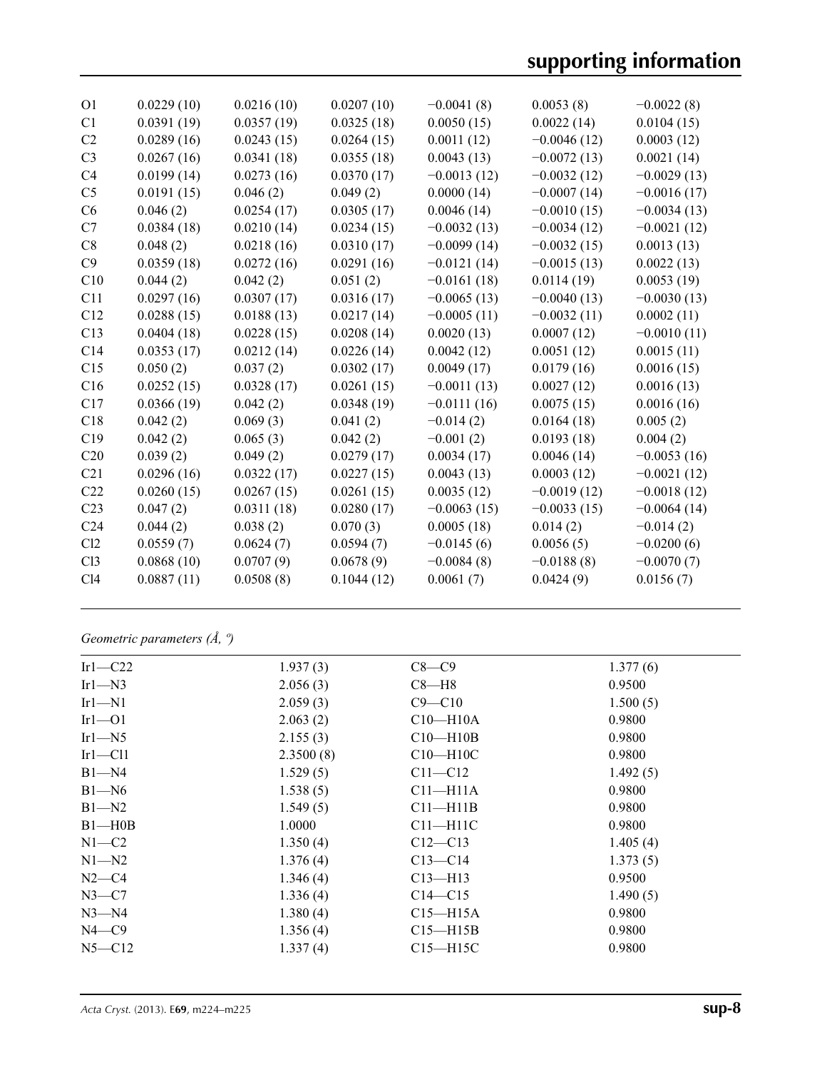| | | | | | | |
|---|---|---|---|---|---|---|
| O1 | 0.0229 (10) | 0.0216 (10) | 0.0207 (10) | −0.0041 (8) | 0.0053 (8) | −0.0022 (8) |
| C1 | 0.0391 (19) | 0.0357 (19) | 0.0325 (18) | 0.0050 (15) | 0.0022 (14) | 0.0104 (15) |
| C2 | 0.0289 (16) | 0.0243 (15) | 0.0264 (15) | 0.0011 (12) | −0.0046 (12) | 0.0003 (12) |
| C3 | 0.0267 (16) | 0.0341 (18) | 0.0355 (18) | 0.0043 (13) | −0.0072 (13) | 0.0021 (14) |
| C4 | 0.0199 (14) | 0.0273 (16) | 0.0370 (17) | −0.0013 (12) | −0.0032 (12) | −0.0029 (13) |
| C5 | 0.0191 (15) | 0.046 (2) | 0.049 (2) | 0.0000 (14) | −0.0007 (14) | −0.0016 (17) |
| C6 | 0.046 (2) | 0.0254 (17) | 0.0305 (17) | 0.0046 (14) | −0.0010 (15) | −0.0034 (13) |
| C7 | 0.0384 (18) | 0.0210 (14) | 0.0234 (15) | −0.0032 (13) | −0.0034 (12) | −0.0021 (12) |
| C8 | 0.048 (2) | 0.0218 (16) | 0.0310 (17) | −0.0099 (14) | −0.0032 (15) | 0.0013 (13) |
| C9 | 0.0359 (18) | 0.0272 (16) | 0.0291 (16) | −0.0121 (14) | −0.0015 (13) | 0.0022 (13) |
| C10 | 0.044 (2) | 0.042 (2) | 0.051 (2) | −0.0161 (18) | 0.0114 (19) | 0.0053 (19) |
| C11 | 0.0297 (16) | 0.0307 (17) | 0.0316 (17) | −0.0065 (13) | −0.0040 (13) | −0.0030 (13) |
| C12 | 0.0288 (15) | 0.0188 (13) | 0.0217 (14) | −0.0005 (11) | −0.0032 (11) | 0.0002 (11) |
| C13 | 0.0404 (18) | 0.0228 (15) | 0.0208 (14) | 0.0020 (13) | 0.0007 (12) | −0.0010 (11) |
| C14 | 0.0353 (17) | 0.0212 (14) | 0.0226 (14) | 0.0042 (12) | 0.0051 (12) | 0.0015 (11) |
| C15 | 0.050 (2) | 0.037 (2) | 0.0302 (17) | 0.0049 (17) | 0.0179 (16) | 0.0016 (15) |
| C16 | 0.0252 (15) | 0.0328 (17) | 0.0261 (15) | −0.0011 (13) | 0.0027 (12) | 0.0016 (13) |
| C17 | 0.0366 (19) | 0.042 (2) | 0.0348 (19) | −0.0111 (16) | 0.0075 (15) | 0.0016 (16) |
| C18 | 0.042 (2) | 0.069 (3) | 0.041 (2) | −0.014 (2) | 0.0164 (18) | 0.005 (2) |
| C19 | 0.042 (2) | 0.065 (3) | 0.042 (2) | −0.001 (2) | 0.0193 (18) | 0.004 (2) |
| C20 | 0.039 (2) | 0.049 (2) | 0.0279 (17) | 0.0034 (17) | 0.0046 (14) | −0.0053 (16) |
| C21 | 0.0296 (16) | 0.0322 (17) | 0.0227 (15) | 0.0043 (13) | 0.0003 (12) | −0.0021 (12) |
| C22 | 0.0260 (15) | 0.0267 (15) | 0.0261 (15) | 0.0035 (12) | −0.0019 (12) | −0.0018 (12) |
| C23 | 0.047 (2) | 0.0311 (18) | 0.0280 (17) | −0.0063 (15) | −0.0033 (15) | −0.0064 (14) |
| C24 | 0.044 (2) | 0.038 (2) | 0.070 (3) | 0.0005 (18) | 0.014 (2) | −0.014 (2) |
| Cl2 | 0.0559 (7) | 0.0624 (7) | 0.0594 (7) | −0.0145 (6) | 0.0056 (5) | −0.0200 (6) |
| Cl3 | 0.0868 (10) | 0.0707 (9) | 0.0678 (9) | −0.0084 (8) | −0.0188 (8) | −0.0070 (7) |
| Cl4 | 0.0887 (11) | 0.0508 (8) | 0.1044 (12) | 0.0061 (7) | 0.0424 (9) | 0.0156 (7) |

*Geometric parameters (Å, º)*

| | | | |
|---|---|---|---|
| Ir1—C22 | 1.937 (3) | C8—C9 | 1.377 (6) |
| Ir1—N3 | 2.056 (3) | C8—H8 | 0.9500 |
| Ir1—N1 | 2.059 (3) | C9—C10 | 1.500 (5) |
| Ir1—O1 | 2.063 (2) | C10—H10A | 0.9800 |
| Ir1—N5 | 2.155 (3) | C10—H10B | 0.9800 |
| Ir1—Cl1 | 2.3500 (8) | C10—H10C | 0.9800 |
| B1—N4 | 1.529 (5) | C11—C12 | 1.492 (5) |
| B1—N6 | 1.538 (5) | C11—H11A | 0.9800 |
| B1—N2 | 1.549 (5) | C11—H11B | 0.9800 |
| B1—H0B | 1.0000 | C11—H11C | 0.9800 |
| N1—C2 | 1.350 (4) | C12—C13 | 1.405 (4) |
| N1—N2 | 1.376 (4) | C13—C14 | 1.373 (5) |
| N2—C4 | 1.346 (4) | C13—H13 | 0.9500 |
| N3—C7 | 1.336 (4) | C14—C15 | 1.490 (5) |
| N3—N4 | 1.380 (4) | C15—H15A | 0.9800 |
| N4—C9 | 1.356 (4) | C15—H15B | 0.9800 |
| N5—C12 | 1.337 (4) | C15—H15C | 0.9800 |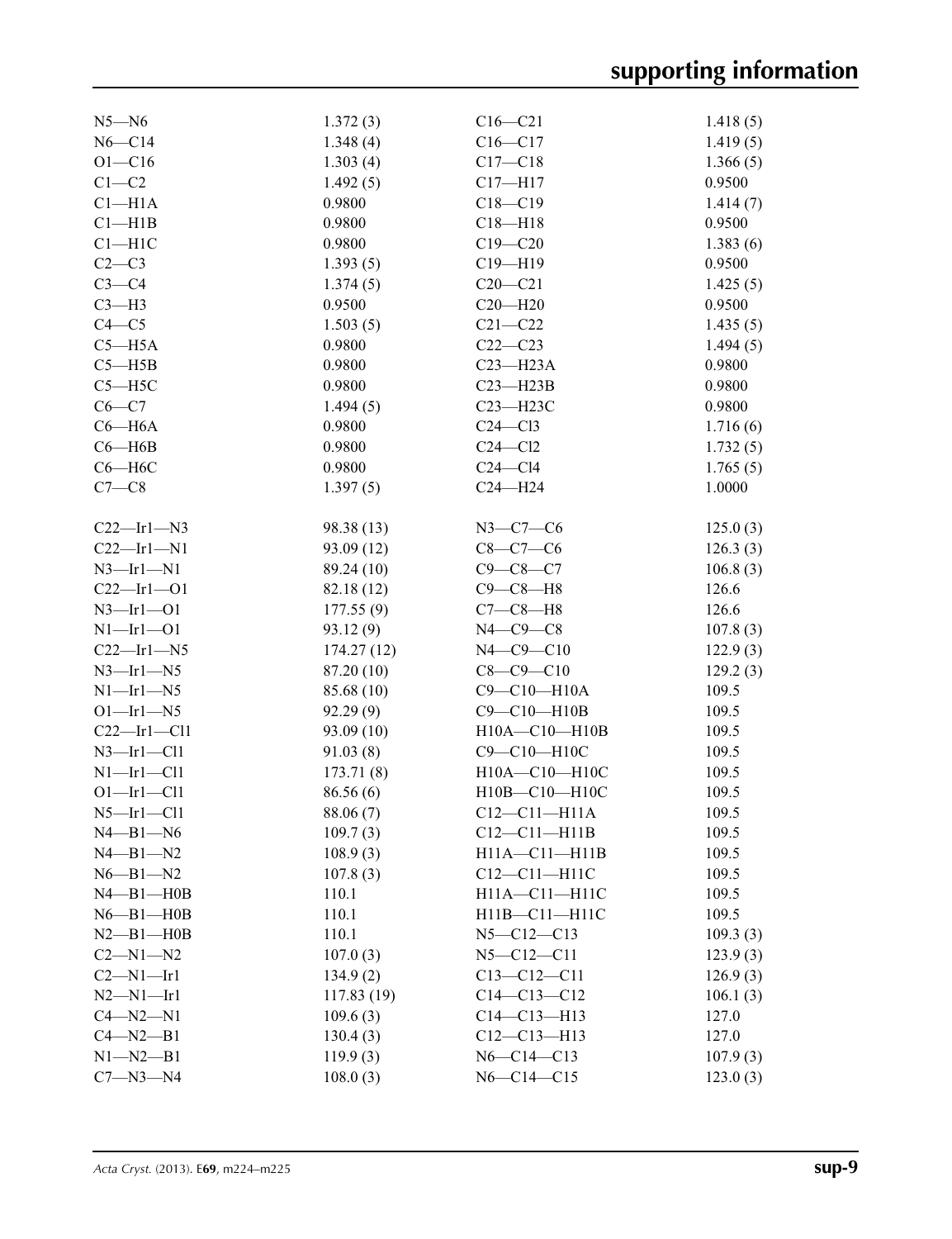| | | | |
|---|---|---|---|
| N5—N6 | 1.372 (3) | C16—C21 | 1.418 (5) |
| N6—C14 | 1.348 (4) | C16—C17 | 1.419 (5) |
| O1—C16 | 1.303 (4) | C17—C18 | 1.366 (5) |
| C1—C2 | 1.492 (5) | C17—H17 | 0.9500 |
| C1—H1A | 0.9800 | C18—C19 | 1.414 (7) |
| C1—H1B | 0.9800 | C18—H18 | 0.9500 |
| C1—H1C | 0.9800 | C19—C20 | 1.383 (6) |
| C2—C3 | 1.393 (5) | C19—H19 | 0.9500 |
| C3—C4 | 1.374 (5) | C20—C21 | 1.425 (5) |
| C3—H3 | 0.9500 | C20—H20 | 0.9500 |
| C4—C5 | 1.503 (5) | C21—C22 | 1.435 (5) |
| C5—H5A | 0.9800 | C22—C23 | 1.494 (5) |
| C5—H5B | 0.9800 | C23—H23A | 0.9800 |
| C5—H5C | 0.9800 | C23—H23B | 0.9800 |
| C6—C7 | 1.494 (5) | C23—H23C | 0.9800 |
| C6—H6A | 0.9800 | C24—Cl3 | 1.716 (6) |
| C6—H6B | 0.9800 | C24—Cl2 | 1.732 (5) |
| C6—H6C | 0.9800 | C24—Cl4 | 1.765 (5) |
| C7—C8 | 1.397 (5) | C24—H24 | 1.0000 |
| | | | |
| C22—Ir1—N3 | 98.38 (13) | N3—C7—C6 | 125.0 (3) |
| C22—Ir1—N1 | 93.09 (12) | C8—C7—C6 | 126.3 (3) |
| N3—Ir1—N1 | 89.24 (10) | C9—C8—C7 | 106.8 (3) |
| C22—Ir1—O1 | 82.18 (12) | C9—C8—H8 | 126.6 |
| N3—Ir1—O1 | 177.55 (9) | C7—C8—H8 | 126.6 |
| N1—Ir1—O1 | 93.12 (9) | N4—C9—C8 | 107.8 (3) |
| C22—Ir1—N5 | 174.27 (12) | N4—C9—C10 | 122.9 (3) |
| N3—Ir1—N5 | 87.20 (10) | C8—C9—C10 | 129.2 (3) |
| N1—Ir1—N5 | 85.68 (10) | C9—C10—H10A | 109.5 |
| O1—Ir1—N5 | 92.29 (9) | C9—C10—H10B | 109.5 |
| C22—Ir1—Cl1 | 93.09 (10) | H10A—C10—H10B | 109.5 |
| N3—Ir1—Cl1 | 91.03 (8) | C9—C10—H10C | 109.5 |
| N1—Ir1—Cl1 | 173.71 (8) | H10A—C10—H10C | 109.5 |
| O1—Ir1—Cl1 | 86.56 (6) | H10B—C10—H10C | 109.5 |
| N5—Ir1—Cl1 | 88.06 (7) | C12—C11—H11A | 109.5 |
| N4—B1—N6 | 109.7 (3) | C12—C11—H11B | 109.5 |
| N4—B1—N2 | 108.9 (3) | H11A—C11—H11B | 109.5 |
| N6—B1—N2 | 107.8 (3) | C12—C11—H11C | 109.5 |
| N4—B1—H0B | 110.1 | H11A—C11—H11C | 109.5 |
| N6—B1—H0B | 110.1 | H11B—C11—H11C | 109.5 |
| N2—B1—H0B | 110.1 | N5—C12—C13 | 109.3 (3) |
| C2—N1—N2 | 107.0 (3) | N5—C12—C11 | 123.9 (3) |
| C2—N1—Ir1 | 134.9 (2) | C13—C12—C11 | 126.9 (3) |
| N2—N1—Ir1 | 117.83 (19) | C14—C13—C12 | 106.1 (3) |
| C4—N2—N1 | 109.6 (3) | C14—C13—H13 | 127.0 |
| C4—N2—B1 | 130.4 (3) | C12—C13—H13 | 127.0 |
| N1—N2—B1 | 119.9 (3) | N6—C14—C13 | 107.9 (3) |
| C7—N3—N4 | 108.0 (3) | N6—C14—C15 | 123.0 (3) |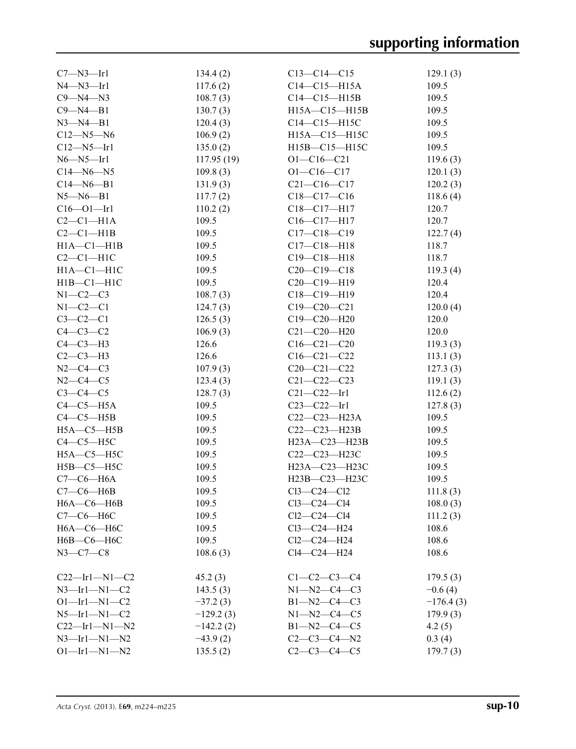| | | | |
|---|---|---|---|
| C7—N3—Ir1 | 134.4 (2) | C13—C14—C15 | 129.1 (3) |
| N4—N3—Ir1 | 117.6 (2) | C14—C15—H15A | 109.5 |
| C9—N4—N3 | 108.7 (3) | C14—C15—H15B | 109.5 |
| C9—N4—B1 | 130.7 (3) | H15A—C15—H15B | 109.5 |
| N3—N4—B1 | 120.4 (3) | C14—C15—H15C | 109.5 |
| C12—N5—N6 | 106.9 (2) | H15A—C15—H15C | 109.5 |
| C12—N5—Ir1 | 135.0 (2) | H15B—C15—H15C | 109.5 |
| N6—N5—Ir1 | 117.95 (19) | O1—C16—C21 | 119.6 (3) |
| C14—N6—N5 | 109.8 (3) | O1—C16—C17 | 120.1 (3) |
| C14—N6—B1 | 131.9 (3) | C21—C16—C17 | 120.2 (3) |
| N5—N6—B1 | 117.7 (2) | C18—C17—C16 | 118.6 (4) |
| C16—O1—Ir1 | 110.2 (2) | C18—C17—H17 | 120.7 |
| C2—C1—H1A | 109.5 | C16—C17—H17 | 120.7 |
| C2—C1—H1B | 109.5 | C17—C18—C19 | 122.7 (4) |
| H1A—C1—H1B | 109.5 | C17—C18—H18 | 118.7 |
| C2—C1—H1C | 109.5 | C19—C18—H18 | 118.7 |
| H1A—C1—H1C | 109.5 | C20—C19—C18 | 119.3 (4) |
| H1B—C1—H1C | 109.5 | C20—C19—H19 | 120.4 |
| N1—C2—C3 | 108.7 (3) | C18—C19—H19 | 120.4 |
| N1—C2—C1 | 124.7 (3) | C19—C20—C21 | 120.0 (4) |
| C3—C2—C1 | 126.5 (3) | C19—C20—H20 | 120.0 |
| C4—C3—C2 | 106.9 (3) | C21—C20—H20 | 120.0 |
| C4—C3—H3 | 126.6 | C16—C21—C20 | 119.3 (3) |
| C2—C3—H3 | 126.6 | C16—C21—C22 | 113.1 (3) |
| N2—C4—C3 | 107.9 (3) | C20—C21—C22 | 127.3 (3) |
| N2—C4—C5 | 123.4 (3) | C21—C22—C23 | 119.1 (3) |
| C3—C4—C5 | 128.7 (3) | C21—C22—Ir1 | 112.6 (2) |
| C4—C5—H5A | 109.5 | C23—C22—Ir1 | 127.8 (3) |
| C4—C5—H5B | 109.5 | C22—C23—H23A | 109.5 |
| H5A—C5—H5B | 109.5 | C22—C23—H23B | 109.5 |
| C4—C5—H5C | 109.5 | H23A—C23—H23B | 109.5 |
| H5A—C5—H5C | 109.5 | C22—C23—H23C | 109.5 |
| H5B—C5—H5C | 109.5 | H23A—C23—H23C | 109.5 |
| C7—C6—H6A | 109.5 | H23B—C23—H23C | 109.5 |
| C7—C6—H6B | 109.5 | Cl3—C24—Cl2 | 111.8 (3) |
| H6A—C6—H6B | 109.5 | Cl3—C24—Cl4 | 108.0 (3) |
| C7—C6—H6C | 109.5 | Cl2—C24—Cl4 | 111.2 (3) |
| H6A—C6—H6C | 109.5 | Cl3—C24—H24 | 108.6 |
| H6B—C6—H6C | 109.5 | Cl2—C24—H24 | 108.6 |
| N3—C7—C8 | 108.6 (3) | Cl4—C24—H24 | 108.6 |

| | | | |
|---|---|---|---|
| C22—Ir1—N1—C2 | 45.2 (3) | C1—C2—C3—C4 | 179.5 (3) |
| N3—Ir1—N1—C2 | 143.5 (3) | N1—N2—C4—C3 | −0.6 (4) |
| O1—Ir1—N1—C2 | −37.2 (3) | B1—N2—C4—C3 | −176.4 (3) |
| N5—Ir1—N1—C2 | −129.2 (3) | N1—N2—C4—C5 | 179.9 (3) |
| C22—Ir1—N1—N2 | −142.2 (2) | B1—N2—C4—C5 | 4.2 (5) |
| N3—Ir1—N1—N2 | −43.9 (2) | C2—C3—C4—N2 | 0.3 (4) |
| O1—Ir1—N1—N2 | 135.5 (2) | C2—C3—C4—C5 | 179.7 (3) |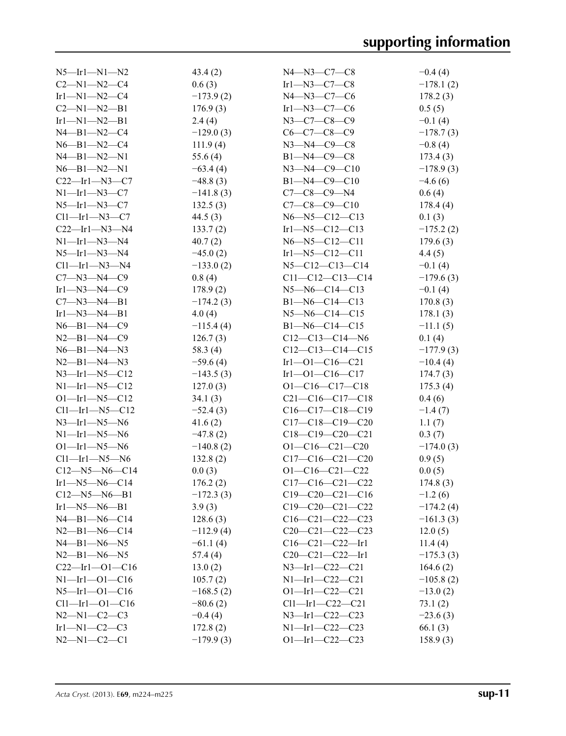| | | | |
|---|---|---|---|
| N5—Ir1—N1—N2 | 43.4 (2) | N4—N3—C7—C8 | −0.4 (4) |
| C2—N1—N2—C4 | 0.6 (3) | Ir1—N3—C7—C8 | −178.1 (2) |
| Ir1—N1—N2—C4 | −173.9 (2) | N4—N3—C7—C6 | 178.2 (3) |
| C2—N1—N2—B1 | 176.9 (3) | Ir1—N3—C7—C6 | 0.5 (5) |
| Ir1—N1—N2—B1 | 2.4 (4) | N3—C7—C8—C9 | −0.1 (4) |
| N4—B1—N2—C4 | −129.0 (3) | C6—C7—C8—C9 | −178.7 (3) |
| N6—B1—N2—C4 | 111.9 (4) | N3—N4—C9—C8 | −0.8 (4) |
| N4—B1—N2—N1 | 55.6 (4) | B1—N4—C9—C8 | 173.4 (3) |
| N6—B1—N2—N1 | −63.4 (4) | N3—N4—C9—C10 | −178.9 (3) |
| C22—Ir1—N3—C7 | −48.8 (3) | B1—N4—C9—C10 | −4.6 (6) |
| N1—Ir1—N3—C7 | −141.8 (3) | C7—C8—C9—N4 | 0.6 (4) |
| N5—Ir1—N3—C7 | 132.5 (3) | C7—C8—C9—C10 | 178.4 (4) |
| Cl1—Ir1—N3—C7 | 44.5 (3) | N6—N5—C12—C13 | 0.1 (3) |
| C22—Ir1—N3—N4 | 133.7 (2) | Ir1—N5—C12—C13 | −175.2 (2) |
| N1—Ir1—N3—N4 | 40.7 (2) | N6—N5—C12—C11 | 179.6 (3) |
| N5—Ir1—N3—N4 | −45.0 (2) | Ir1—N5—C12—C11 | 4.4 (5) |
| Cl1—Ir1—N3—N4 | −133.0 (2) | N5—C12—C13—C14 | −0.1 (4) |
| C7—N3—N4—C9 | 0.8 (4) | C11—C12—C13—C14 | −179.6 (3) |
| Ir1—N3—N4—C9 | 178.9 (2) | N5—N6—C14—C13 | −0.1 (4) |
| C7—N3—N4—B1 | −174.2 (3) | B1—N6—C14—C13 | 170.8 (3) |
| Ir1—N3—N4—B1 | 4.0 (4) | N5—N6—C14—C15 | 178.1 (3) |
| N6—B1—N4—C9 | −115.4 (4) | B1—N6—C14—C15 | −11.1 (5) |
| N2—B1—N4—C9 | 126.7 (3) | C12—C13—C14—N6 | 0.1 (4) |
| N6—B1—N4—N3 | 58.3 (4) | C12—C13—C14—C15 | −177.9 (3) |
| N2—B1—N4—N3 | −59.6 (4) | Ir1—O1—C16—C21 | −10.4 (4) |
| N3—Ir1—N5—C12 | −143.5 (3) | Ir1—O1—C16—C17 | 174.7 (3) |
| N1—Ir1—N5—C12 | 127.0 (3) | O1—C16—C17—C18 | 175.3 (4) |
| O1—Ir1—N5—C12 | 34.1 (3) | C21—C16—C17—C18 | 0.4 (6) |
| Cl1—Ir1—N5—C12 | −52.4 (3) | C16—C17—C18—C19 | −1.4 (7) |
| N3—Ir1—N5—N6 | 41.6 (2) | C17—C18—C19—C20 | 1.1 (7) |
| N1—Ir1—N5—N6 | −47.8 (2) | C18—C19—C20—C21 | 0.3 (7) |
| O1—Ir1—N5—N6 | −140.8 (2) | O1—C16—C21—C20 | −174.0 (3) |
| Cl1—Ir1—N5—N6 | 132.8 (2) | C17—C16—C21—C20 | 0.9 (5) |
| C12—N5—N6—C14 | 0.0 (3) | O1—C16—C21—C22 | 0.0 (5) |
| Ir1—N5—N6—C14 | 176.2 (2) | C17—C16—C21—C22 | 174.8 (3) |
| C12—N5—N6—B1 | −172.3 (3) | C19—C20—C21—C16 | −1.2 (6) |
| Ir1—N5—N6—B1 | 3.9 (3) | C19—C20—C21—C22 | −174.2 (4) |
| N4—B1—N6—C14 | 128.6 (3) | C16—C21—C22—C23 | −161.3 (3) |
| N2—B1—N6—C14 | −112.9 (4) | C20—C21—C22—C23 | 12.0 (5) |
| N4—B1—N6—N5 | −61.1 (4) | C16—C21—C22—Ir1 | 11.4 (4) |
| N2—B1—N6—N5 | 57.4 (4) | C20—C21—C22—Ir1 | −175.3 (3) |
| C22—Ir1—O1—C16 | 13.0 (2) | N3—Ir1—C22—C21 | 164.6 (2) |
| N1—Ir1—O1—C16 | 105.7 (2) | N1—Ir1—C22—C21 | −105.8 (2) |
| N5—Ir1—O1—C16 | −168.5 (2) | O1—Ir1—C22—C21 | −13.0 (2) |
| Cl1—Ir1—O1—C16 | −80.6 (2) | Cl1—Ir1—C22—C21 | 73.1 (2) |
| N2—N1—C2—C3 | −0.4 (4) | N3—Ir1—C22—C23 | −23.6 (3) |
| Ir1—N1—C2—C3 | 172.8 (2) | N1—Ir1—C22—C23 | 66.1 (3) |
| N2—N1—C2—C1 | −179.9 (3) | O1—Ir1—C22—C23 | 158.9 (3) |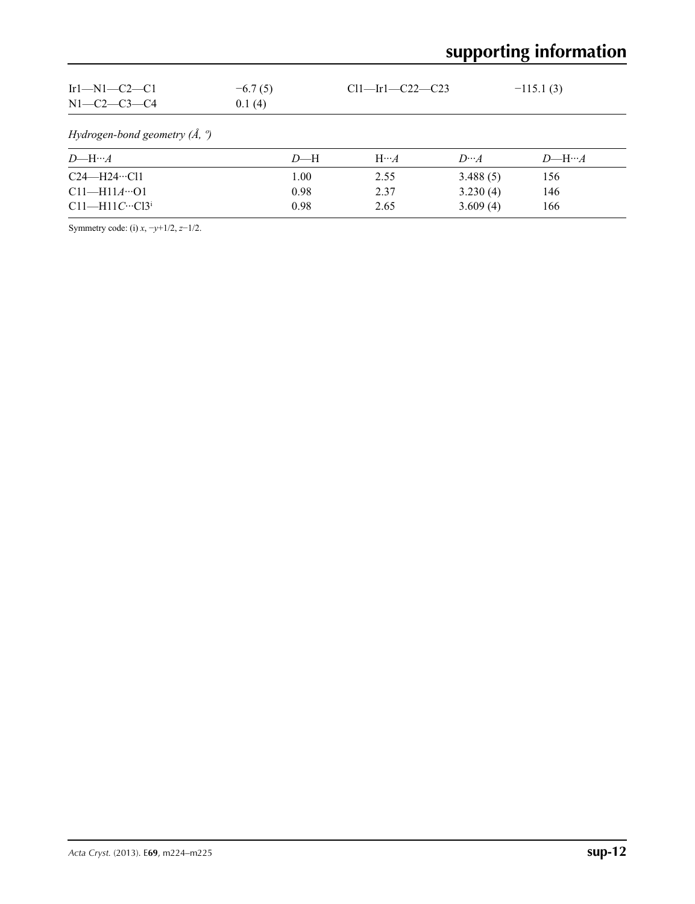| | | | |
|---|---|---|---|
| Ir1—N1—C2—C1 | −6.7 (5) | Cl1—Ir1—C22—C23 | −115.1 (3) |
| N1—C2—C3—C4 | 0.1 (4) | | |

*Hydrogen-bond geometry (Å, º)*

| *D*—H···*A* | *D*—H | H···*A* | *D*···*A* | *D*—H···*A* |
|---|---|---|---|---|
| C24—H24···Cl1 | 1.00 | 2.55 | 3.488 (5) | 156 |
| C11—H11*A*···O1 | 0.98 | 2.37 | 3.230 (4) | 146 |
| C11—H11*C*···Cl3[i] | 0.98 | 2.65 | 3.609 (4) | 166 |

Symmetry code: (i) $x$, $-y+1/2$, $z-1/2$.